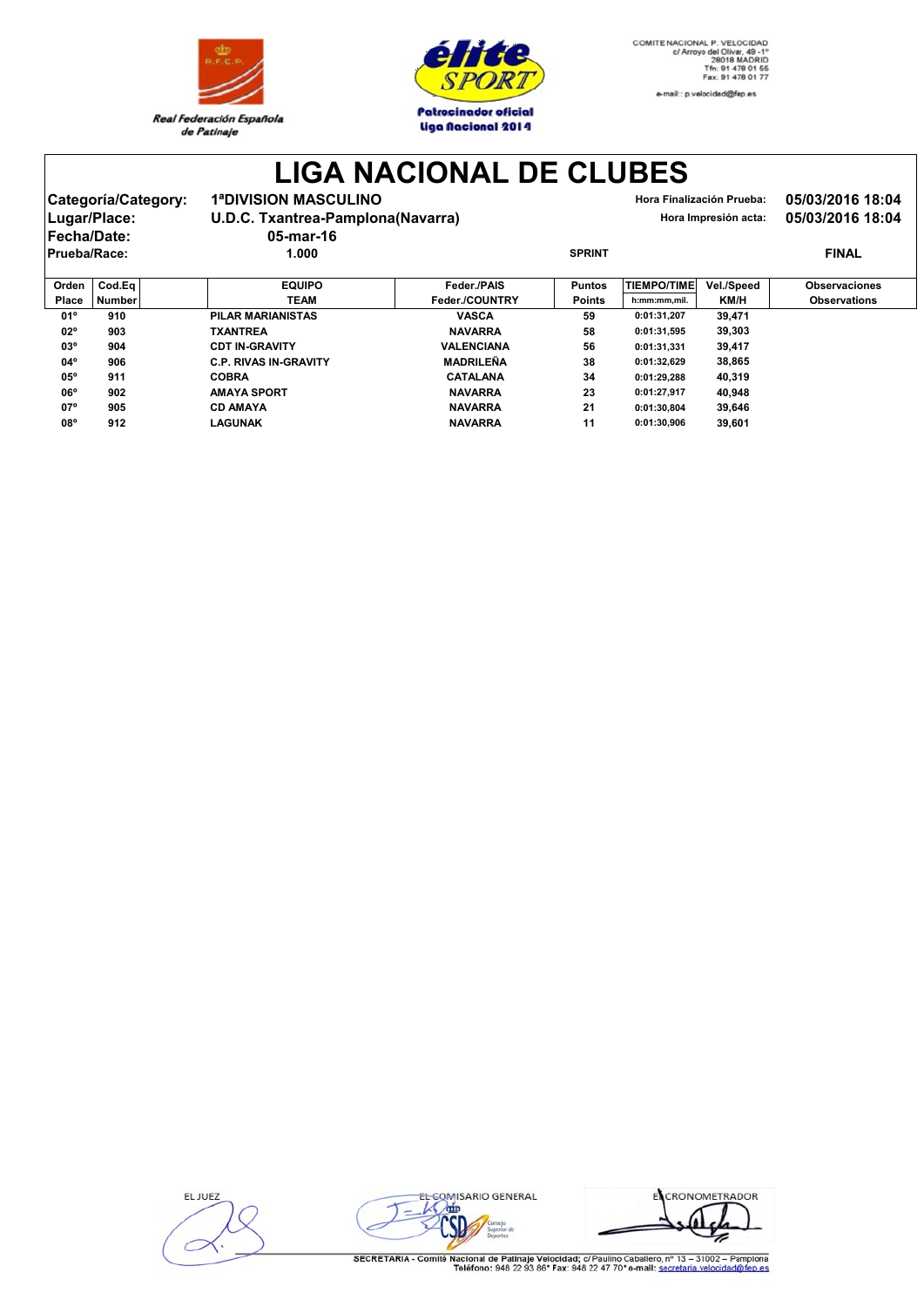Real Federación Española de Patinaje

Patrocinador oficial Liga Nacional 2014

COMITE NACIONAL P. VELOCIDAD
c/ Arroyo del Olivar, 49 -1º
28018 MADRID
Tfn: 91 478 01 55
Fax: 91 478 01 77

e-mail:: p.velocidad@fep.es

# LIGA NACIONAL DE CLUBES

**Categoría/Category:** 1ªDIVISION MASCULINO

**Lugar/Place:** U.D.C. Txantrea-Pamplona(Navarra)

**Fecha/Date:** 05-mar-16

**Prueba/Race:** 1.000 SPRINT FINAL

**Hora Finalización Prueba:** 05/03/2016 18:04

**Hora Impresión acta:** 05/03/2016 18:04

| Orden Place | Cod.Eq Number | EQUIPO TEAM | Feder./PAIS Feder./COUNTRY | Puntos Points | TIEMPO/TIME h:mm:mm,mil. | Vel./Speed KM/H | Observaciones Observations |
|---|---|---|---|---|---|---|---|
| 01º | 910 | PILAR MARIANISTAS | VASCA | 59 | 0:01:31,207 | 39,471 | |
| 02º | 903 | TXANTREA | NAVARRA | 58 | 0:01:31,595 | 39,303 | |
| 03º | 904 | CDT IN-GRAVITY | VALENCIANA | 56 | 0:01:31,331 | 39,417 | |
| 04º | 906 | C.P. RIVAS IN-GRAVITY | MADRILEÑA | 38 | 0:01:32,629 | 38,865 | |
| 05º | 911 | COBRA | CATALANA | 34 | 0:01:29,288 | 40,319 | |
| 06º | 902 | AMAYA SPORT | NAVARRA | 23 | 0:01:27,917 | 40,948 | |
| 07º | 905 | CD AMAYA | NAVARRA | 21 | 0:01:30,804 | 39,646 | |
| 08º | 912 | LAGUNAK | NAVARRA | 11 | 0:01:30,906 | 39,601 | |

EL JUEZ | EL COMISARIO GENERAL | EL CRONOMETRADOR

SECRETARIA - Comité Nacional de Patinaje Velocidad; c/ Paulino Caballero, nº 13 – 31002 – Pamplona
Teléfono: 948 22 93 86* Fax: 948 22 47 70* e-mail: secretaria.velocidad@fep.es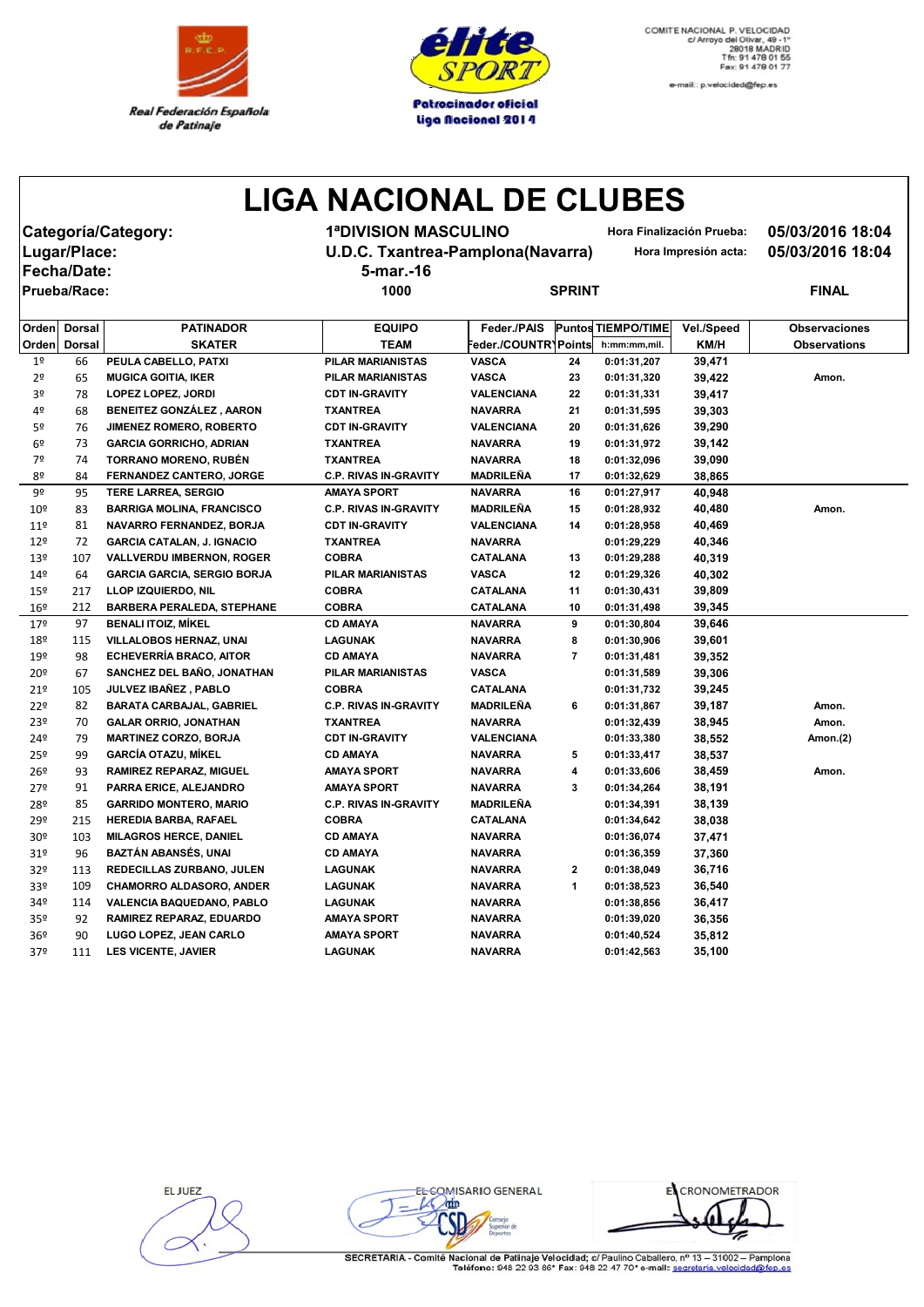Real Federación Española de Patinaje

élite SPORT
Patrocinador oficial
Liga Nacional 2014

COMITE NACIONAL P. VELOCIDAD
c/ Arroyo del Olivar, 49 - 1º
28018 MADRID
Tfn: 91 478 01 55
Fax: 91 478 01 77
e-mail: p.velocidad@fep.es

# LIGA NACIONAL DE CLUBES

**Categoría/Category:** 1ªDIVISION MASCULINO — **Hora Finalización Prueba:** 05/03/2016 18:04

**Lugar/Place:** U.D.C. Txantrea-Pamplona(Navarra) — **Hora Impresión acta:** 05/03/2016 18:04

**Fecha/Date:** 5-mar.-16

**Prueba/Race:** 1000 — SPRINT — FINAL

| Orden<br>Orden | Dorsal<br>Dorsal | PATINADOR<br>SKATER | EQUIPO<br>TEAM | Feder./PAIS<br>Feder./COUNTRY | Puntos<br>Points | TIEMPO/TIME<br>h:mm:mm,mil. | Vel./Speed<br>KM/H | Observaciones<br>Observations |
|---|---|---|---|---|---|---|---|---|
| 1º | 66 | PEULA CABELLO, PATXI | PILAR MARIANISTAS | VASCA | 24 | 0:01:31,207 | 39,471 | |
| 2º | 65 | MUGICA GOITIA, IKER | PILAR MARIANISTAS | VASCA | 23 | 0:01:31,320 | 39,422 | Amon. |
| 3º | 78 | LOPEZ LOPEZ, JORDI | CDT IN-GRAVITY | VALENCIANA | 22 | 0:01:31,331 | 39,417 | |
| 4º | 68 | BENEITEZ GONZÁLEZ , AARON | TXANTREA | NAVARRA | 21 | 0:01:31,595 | 39,303 | |
| 5º | 76 | JIMENEZ ROMERO, ROBERTO | CDT IN-GRAVITY | VALENCIANA | 20 | 0:01:31,626 | 39,290 | |
| 6º | 73 | GARCIA GORRICHO, ADRIAN | TXANTREA | NAVARRA | 19 | 0:01:31,972 | 39,142 | |
| 7º | 74 | TORRANO MORENO, RUBÉN | TXANTREA | NAVARRA | 18 | 0:01:32,096 | 39,090 | |
| 8º | 84 | FERNANDEZ CANTERO, JORGE | C.P. RIVAS IN-GRAVITY | MADRILEÑA | 17 | 0:01:32,629 | 38,865 | |
| 9º | 95 | TERE LARREA, SERGIO | AMAYA SPORT | NAVARRA | 16 | 0:01:27,917 | 40,948 | |
| 10º | 83 | BARRIGA MOLINA, FRANCISCO | C.P. RIVAS IN-GRAVITY | MADRILEÑA | 15 | 0:01:28,932 | 40,480 | Amon. |
| 11º | 81 | NAVARRO FERNANDEZ, BORJA | CDT IN-GRAVITY | VALENCIANA | 14 | 0:01:28,958 | 40,469 | |
| 12º | 72 | GARCIA CATALAN, J. IGNACIO | TXANTREA | NAVARRA | | 0:01:29,229 | 40,346 | |
| 13º | 107 | VALLVERDU IMBERNON, ROGER | COBRA | CATALANA | 13 | 0:01:29,288 | 40,319 | |
| 14º | 64 | GARCIA GARCIA, SERGIO BORJA | PILAR MARIANISTAS | VASCA | 12 | 0:01:29,326 | 40,302 | |
| 15º | 217 | LLOP IZQUIERDO, NIL | COBRA | CATALANA | 11 | 0:01:30,431 | 39,809 | |
| 16º | 212 | BARBERA PERALEDA, STEPHANE | COBRA | CATALANA | 10 | 0:01:31,498 | 39,345 | |
| 17º | 97 | BENALI ITOIZ, MÍKEL | CD AMAYA | NAVARRA | 9 | 0:01:30,804 | 39,646 | |
| 18º | 115 | VILLALOBOS HERNAZ, UNAI | LAGUNAK | NAVARRA | 8 | 0:01:30,906 | 39,601 | |
| 19º | 98 | ECHEVERRÍA BRACO, AITOR | CD AMAYA | NAVARRA | 7 | 0:01:31,481 | 39,352 | |
| 20º | 67 | SANCHEZ DEL BAÑO, JONATHAN | PILAR MARIANISTAS | VASCA | | 0:01:31,589 | 39,306 | |
| 21º | 105 | JULVEZ IBAÑEZ , PABLO | COBRA | CATALANA | | 0:01:31,732 | 39,245 | |
| 22º | 82 | BARATA CARBAJAL, GABRIEL | C.P. RIVAS IN-GRAVITY | MADRILEÑA | 6 | 0:01:31,867 | 39,187 | Amon. |
| 23º | 70 | GALAR ORRIO, JONATHAN | TXANTREA | NAVARRA | | 0:01:32,439 | 38,945 | Amon. |
| 24º | 79 | MARTINEZ CORZO, BORJA | CDT IN-GRAVITY | VALENCIANA | | 0:01:33,380 | 38,552 | Amon.(2) |
| 25º | 99 | GARCÍA OTAZU, MÍKEL | CD AMAYA | NAVARRA | 5 | 0:01:33,417 | 38,537 | |
| 26º | 93 | RAMIREZ REPARAZ, MIGUEL | AMAYA SPORT | NAVARRA | 4 | 0:01:33,606 | 38,459 | Amon. |
| 27º | 91 | PARRA ERICE, ALEJANDRO | AMAYA SPORT | NAVARRA | 3 | 0:01:34,264 | 38,191 | |
| 28º | 85 | GARRIDO MONTERO, MARIO | C.P. RIVAS IN-GRAVITY | MADRILEÑA | | 0:01:34,391 | 38,139 | |
| 29º | 215 | HEREDIA BARBA, RAFAEL | COBRA | CATALANA | | 0:01:34,642 | 38,038 | |
| 30º | 103 | MILAGROS HERCE, DANIEL | CD AMAYA | NAVARRA | | 0:01:36,074 | 37,471 | |
| 31º | 96 | BAZTÁN ABANSÉS, UNAI | CD AMAYA | NAVARRA | | 0:01:36,359 | 37,360 | |
| 32º | 113 | REDECILLAS ZURBANO, JULEN | LAGUNAK | NAVARRA | 2 | 0:01:38,049 | 36,716 | |
| 33º | 109 | CHAMORRO ALDASORO, ANDER | LAGUNAK | NAVARRA | 1 | 0:01:38,523 | 36,540 | |
| 34º | 114 | VALENCIA BAQUEDANO, PABLO | LAGUNAK | NAVARRA | | 0:01:38,856 | 36,417 | |
| 35º | 92 | RAMIREZ REPARAZ, EDUARDO | AMAYA SPORT | NAVARRA | | 0:01:39,020 | 36,356 | |
| 36º | 90 | LUGO LOPEZ, JEAN CARLO | AMAYA SPORT | NAVARRA | | 0:01:40,524 | 35,812 | |
| 37º | 111 | LES VICENTE, JAVIER | LAGUNAK | NAVARRA | | 0:01:42,563 | 35,100 | |

EL JUEZ — EL COMISARIO GENERAL — EL CRONOMETRADOR

SECRETARIA.- Comité Nacional de Patinaje Velocidad; c/ Paulino Caballero, nº 13 – 31002 – Pamplona
Teléfono: 948 22 93 86* Fax: 948 22 47 70* e-mail: secretaria.velocidad@fep.es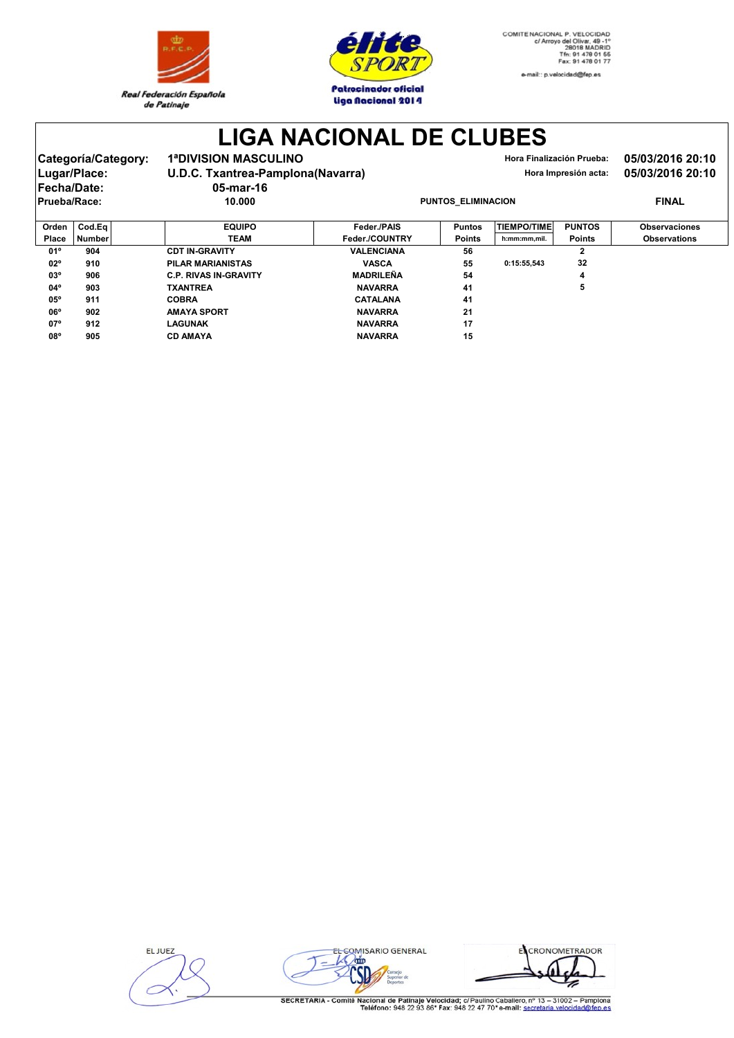Real Federación Española de Patinaje

élite SPORT
Patrocinador oficial Liga Nacional 2014

COMITE NACIONAL P. VELOCIDAD
c/ Arroyo del Olivar, 49 -1º
28018 MADRID
Tfn: 91 478 01 55
Fax: 91 478 01 77
e-mail:: p.velocidad@fep.es

# LIGA NACIONAL DE CLUBES

**Categoría/Category:** 1ªDIVISION MASCULINO
**Lugar/Place:** U.D.C. Txantrea-Pamplona(Navarra)
**Fecha/Date:** 05-mar-16
**Prueba/Race:** 10.000 PUNTOS_ELIMINACION FINAL

Hora Finalización Prueba: 05/03/2016 20:10
Hora Impresión acta: 05/03/2016 20:10

| Orden Place | Cod.Eq Number | EQUIPO TEAM | Feder./PAIS Feder./COUNTRY | Puntos Points | TIEMPO/TIME h:mm:mm,mil. | PUNTOS Points | Observaciones Observations |
|---|---|---|---|---|---|---|---|
| 01º | 904 | CDT IN-GRAVITY | VALENCIANA | 56 | | 2 | |
| 02º | 910 | PILAR MARIANISTAS | VASCA | 55 | 0:15:55,543 | 32 | |
| 03º | 906 | C.P. RIVAS IN-GRAVITY | MADRILEÑA | 54 | | 4 | |
| 04º | 903 | TXANTREA | NAVARRA | 41 | | 5 | |
| 05º | 911 | COBRA | CATALANA | 41 | | | |
| 06º | 902 | AMAYA SPORT | NAVARRA | 21 | | | |
| 07º | 912 | LAGUNAK | NAVARRA | 17 | | | |
| 08º | 905 | CD AMAYA | NAVARRA | 15 | | | |

EL JUEZ EL COMISARIO GENERAL EL CRONOMETRADOR

SECRETARIA - Comité Nacional de Patinaje Velocidad; c/ Paulino Caballero, nº 13 – 31002 – Pamplona
Teléfono: 948 22 93 86\* Fax: 948 22 47 70\* e-mail: secretaria.velocidad@fep.es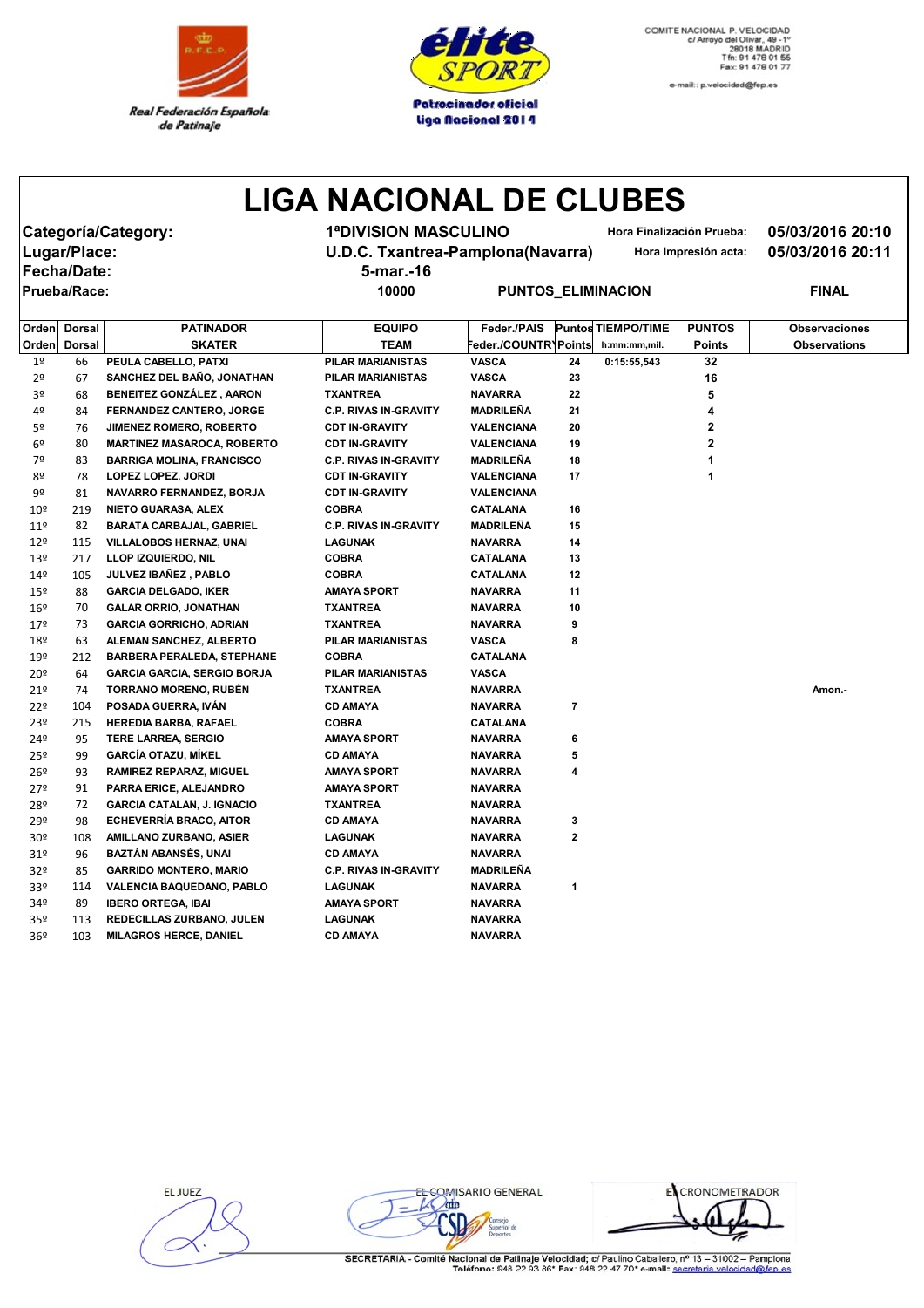Real Federación Española de Patinaje

élite SPORT
Patrocinador oficial
Liga Nacional 2014

COMITE NACIONAL P. VELOCIDAD
c/ Arroyo del Olivar, 49 - 1º
28018 MADRID
Tfn: 91 478 01 55
Fax: 91 478 01 77
e-mail:: p.velocidad@fep.es

# LIGA NACIONAL DE CLUBES

**Categoría/Category:** 1ªDIVISION MASCULINO — Hora Finalización Prueba: 05/03/2016 20:10

**Lugar/Place:** U.D.C. Txantrea-Pamplona(Navarra) — Hora Impresión acta: 05/03/2016 20:11

**Fecha/Date:** 5-mar.-16

**Prueba/Race:** 10000 PUNTOS_ELIMINACION FINAL

| Orden | Dorsal | PATINADOR | EQUIPO | Feder./PAIS | Puntos | TIEMPO/TIME | PUNTOS | Observaciones |
|---|---|---|---|---|---|---|---|---|
| Orden | Dorsal | SKATER | TEAM | Feder./COUNTRY | Points | h:mm:mm,mil. | Points | Observations |
| 1º | 66 | PEULA CABELLO, PATXI | PILAR MARIANISTAS | VASCA | 24 | 0:15:55,543 | 32 | |
| 2º | 67 | SANCHEZ DEL BAÑO, JONATHAN | PILAR MARIANISTAS | VASCA | 23 | | 16 | |
| 3º | 68 | BENEITEZ GONZÁLEZ , AARON | TXANTREA | NAVARRA | 22 | | 5 | |
| 4º | 84 | FERNANDEZ CANTERO, JORGE | C.P. RIVAS IN-GRAVITY | MADRILEÑA | 21 | | 4 | |
| 5º | 76 | JIMENEZ ROMERO, ROBERTO | CDT IN-GRAVITY | VALENCIANA | 20 | | 2 | |
| 6º | 80 | MARTINEZ MASAROCA, ROBERTO | CDT IN-GRAVITY | VALENCIANA | 19 | | 2 | |
| 7º | 83 | BARRIGA MOLINA, FRANCISCO | C.P. RIVAS IN-GRAVITY | MADRILEÑA | 18 | | 1 | |
| 8º | 78 | LOPEZ LOPEZ, JORDI | CDT IN-GRAVITY | VALENCIANA | 17 | | 1 | |
| 9º | 81 | NAVARRO FERNANDEZ, BORJA | CDT IN-GRAVITY | VALENCIANA | | | | |
| 10º | 219 | NIETO GUARASA, ALEX | COBRA | CATALANA | 16 | | | |
| 11º | 82 | BARATA CARBAJAL, GABRIEL | C.P. RIVAS IN-GRAVITY | MADRILEÑA | 15 | | | |
| 12º | 115 | VILLALOBOS HERNAZ, UNAI | LAGUNAK | NAVARRA | 14 | | | |
| 13º | 217 | LLOP IZQUIERDO, NIL | COBRA | CATALANA | 13 | | | |
| 14º | 105 | JULVEZ IBAÑEZ , PABLO | COBRA | CATALANA | 12 | | | |
| 15º | 88 | GARCIA DELGADO, IKER | AMAYA SPORT | NAVARRA | 11 | | | |
| 16º | 70 | GALAR ORRIO, JONATHAN | TXANTREA | NAVARRA | 10 | | | |
| 17º | 73 | GARCIA GORRICHO, ADRIAN | TXANTREA | NAVARRA | 9 | | | |
| 18º | 63 | ALEMAN SANCHEZ, ALBERTO | PILAR MARIANISTAS | VASCA | 8 | | | |
| 19º | 212 | BARBERA PERALEDA, STEPHANE | COBRA | CATALANA | | | | |
| 20º | 64 | GARCIA GARCIA, SERGIO BORJA | PILAR MARIANISTAS | VASCA | | | | |
| 21º | 74 | TORRANO MORENO, RUBÉN | TXANTREA | NAVARRA | | | | Amon.- |
| 22º | 104 | POSADA GUERRA, IVÁN | CD AMAYA | NAVARRA | 7 | | | |
| 23º | 215 | HEREDIA BARBA, RAFAEL | COBRA | CATALANA | | | | |
| 24º | 95 | TERE LARREA, SERGIO | AMAYA SPORT | NAVARRA | 6 | | | |
| 25º | 99 | GARCÍA OTAZU, MÍKEL | CD AMAYA | NAVARRA | 5 | | | |
| 26º | 93 | RAMIREZ REPARAZ, MIGUEL | AMAYA SPORT | NAVARRA | 4 | | | |
| 27º | 91 | PARRA ERICE, ALEJANDRO | AMAYA SPORT | NAVARRA | | | | |
| 28º | 72 | GARCIA CATALAN, J. IGNACIO | TXANTREA | NAVARRA | | | | |
| 29º | 98 | ECHEVERRÍA BRACO, AITOR | CD AMAYA | NAVARRA | 3 | | | |
| 30º | 108 | AMILLANO ZURBANO, ASIER | LAGUNAK | NAVARRA | 2 | | | |
| 31º | 96 | BAZTÁN ABANSÉS, UNAI | CD AMAYA | NAVARRA | | | | |
| 32º | 85 | GARRIDO MONTERO, MARIO | C.P. RIVAS IN-GRAVITY | MADRILEÑA | | | | |
| 33º | 114 | VALENCIA BAQUEDANO, PABLO | LAGUNAK | NAVARRA | 1 | | | |
| 34º | 89 | IBERO ORTEGA, IBAI | AMAYA SPORT | NAVARRA | | | | |
| 35º | 113 | REDECILLAS ZURBANO, JULEN | LAGUNAK | NAVARRA | | | | |
| 36º | 103 | MILAGROS HERCE, DANIEL | CD AMAYA | NAVARRA | | | | |

EL JUEZ — EL COMISARIO GENERAL — EL CRONOMETRADOR

SECRETARIA.- Comité Nacional de Patinaje Velocidad; c/ Paulino Caballero, nº 13 – 31002 – Pamplona
Teléfono: 948 22 93 86* Fax: 948 22 47 70* e-mail: secretaria.velocidad@fep.es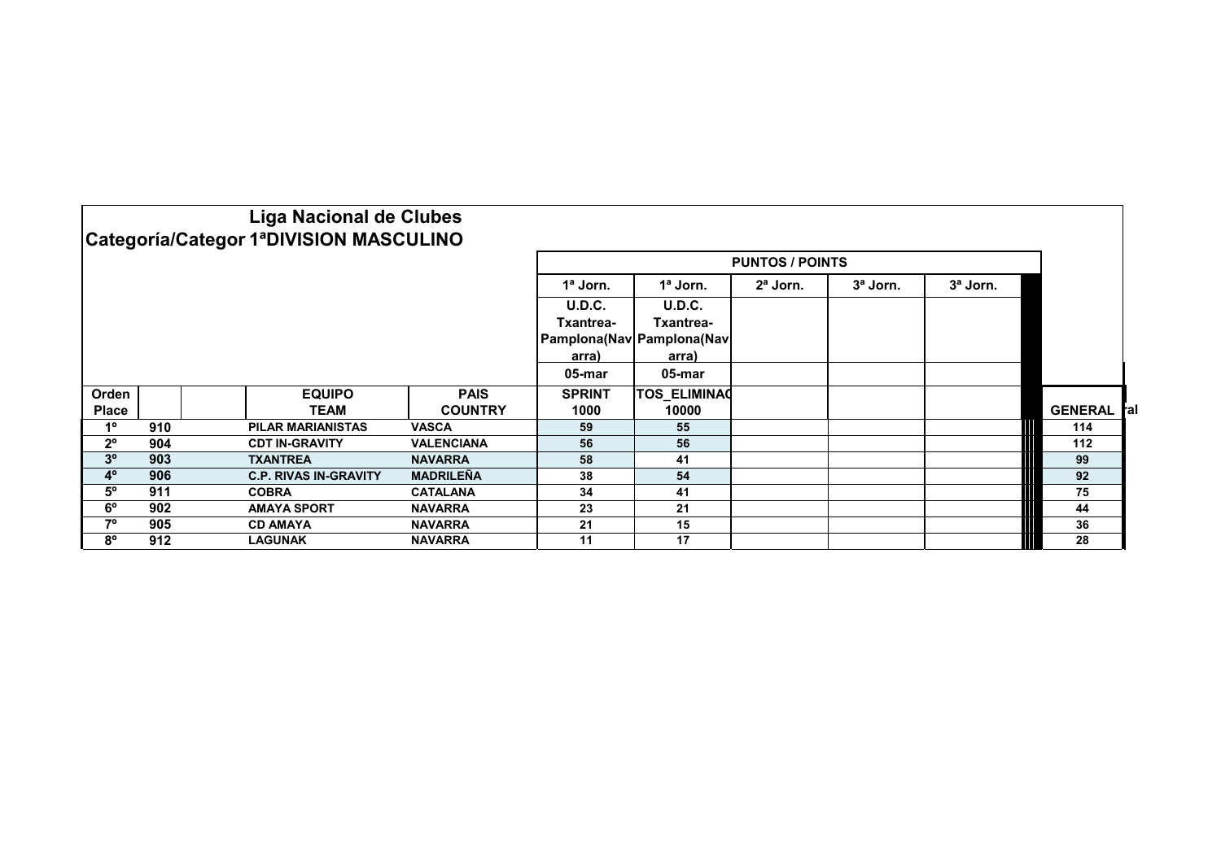# Liga Nacional de Clubes

## Categoría/Categor 1ªDIVISION MASCULINO

| | | | | | PUNTOS / POINTS | | | | | | |
|---|---|---|---|---|---|---|---|---|---|---|---|
| | | | | | 1ª Jorn. | 1ª Jorn. | 2ª Jorn. | 3ª Jorn. | 3ª Jorn. | | |
| | | | | | U.D.C. Txantrea-Pamplona(Navarra) | U.D.C. Txantrea-Pamplona(Navarra) | | | | | |
| | | | | | 05-mar | 05-mar | | | | | |
| Orden Place | | | EQUIPO TEAM | PAIS COUNTRY | SPRINT 1000 | TOS_ELIMINAC 10000 | | | | | GENERAL ral |
| 1º | 910 | | PILAR MARIANISTAS | VASCA | 59 | 55 | | | | | 114 |
| 2º | 904 | | CDT IN-GRAVITY | VALENCIANA | 56 | 56 | | | | | 112 |
| 3º | 903 | | TXANTREA | NAVARRA | 58 | 41 | | | | | 99 |
| 4º | 906 | | C.P. RIVAS IN-GRAVITY | MADRILEÑA | 38 | 54 | | | | | 92 |
| 5º | 911 | | COBRA | CATALANA | 34 | 41 | | | | | 75 |
| 6º | 902 | | AMAYA SPORT | NAVARRA | 23 | 21 | | | | | 44 |
| 7º | 905 | | CD AMAYA | NAVARRA | 21 | 15 | | | | | 36 |
| 8º | 912 | | LAGUNAK | NAVARRA | 11 | 17 | | | | | 28 |